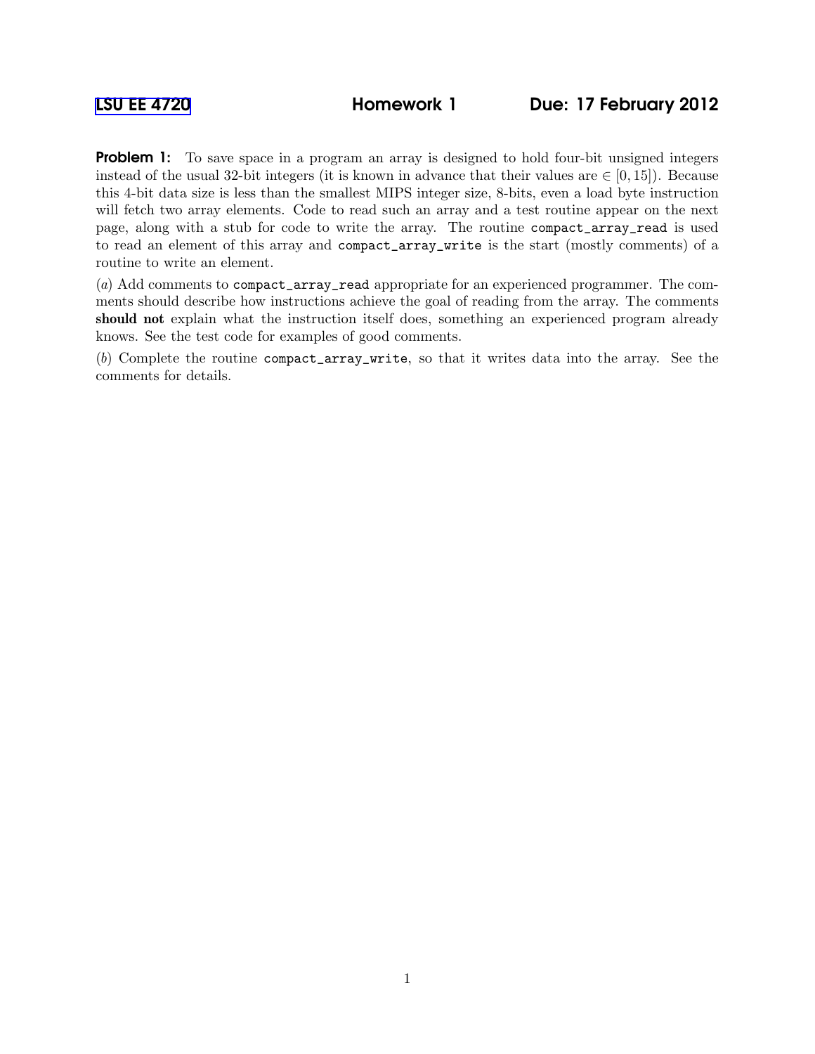# LSU EE 4720 Homework 1 Due: 17 February 2012

**Problem 1:** To save space in a program an array is designed to hold four-bit unsigned integers instead of the usual 32-bit integers (it is known in advance that their values are $\in [0, 15]$). Because this 4-bit data size is less than the smallest MIPS integer size, 8-bits, even a load byte instruction will fetch two array elements. Code to read such an array and a test routine appear on the next page, along with a stub for code to write the array. The routine `compact_array_read` is used to read an element of this array and `compact_array_write` is the start (mostly comments) of a routine to write an element.

(*a*) Add comments to `compact_array_read` appropriate for an experienced programmer. The comments should describe how instructions achieve the goal of reading from the array. The comments **should not** explain what the instruction itself does, something an experienced program already knows. See the test code for examples of good comments.

(*b*) Complete the routine `compact_array_write`, so that it writes data into the array. See the comments for details.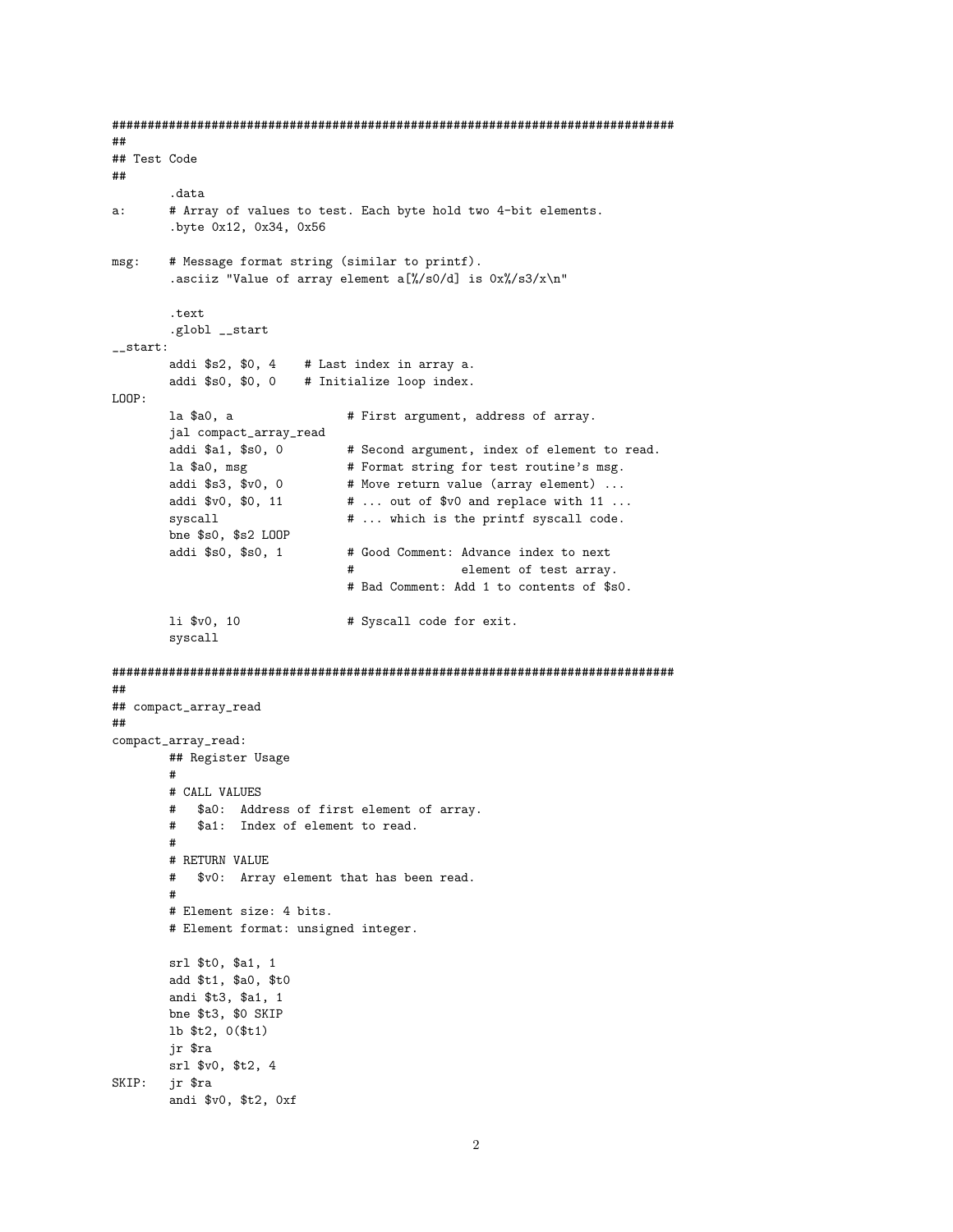```
################################################################################
##
## Test Code
##
        .data
a:      # Array of values to test. Each byte hold two 4-bit elements.
        .byte 0x12, 0x34, 0x56

msg:    # Message format string (similar to printf).
        .asciiz "Value of array element a[%/s0/d] is 0x%/s3/x\n"

        .text
        .globl __start
__start:
        addi $s2, $0, 4    # Last index in array a.
        addi $s0, $0, 0    # Initialize loop index.
LOOP:
        la $a0, a                # First argument, address of array.
        jal compact_array_read
        addi $a1, $s0, 0         # Second argument, index of element to read.
        la $a0, msg              # Format string for test routine's msg.
        addi $s3, $v0, 0         # Move return value (array element) ...
        addi $v0, $0, 11         # ... out of $v0 and replace with 11 ...
        syscall                  # ... which is the printf syscall code.
        bne $s0, $s2 LOOP
        addi $s0, $s0, 1         # Good Comment: Advance index to next
                                 #               element of test array.
                                 # Bad Comment: Add 1 to contents of $s0.

        li $v0, 10               # Syscall code for exit.
        syscall

################################################################################
##
## compact_array_read
##
compact_array_read:
        ## Register Usage
        #
        # CALL VALUES
        #   $a0:  Address of first element of array.
        #   $a1:  Index of element to read.
        #
        # RETURN VALUE
        #   $v0:  Array element that has been read.
        #
        # Element size: 4 bits.
        # Element format: unsigned integer.

        srl $t0, $a1, 1
        add $t1, $a0, $t0
        andi $t3, $a1, 1
        bne $t3, $0 SKIP
        lb $t2, 0($t1)
        jr $ra
        srl $v0, $t2, 4
SKIP:   jr $ra
        andi $v0, $t2, 0xf
```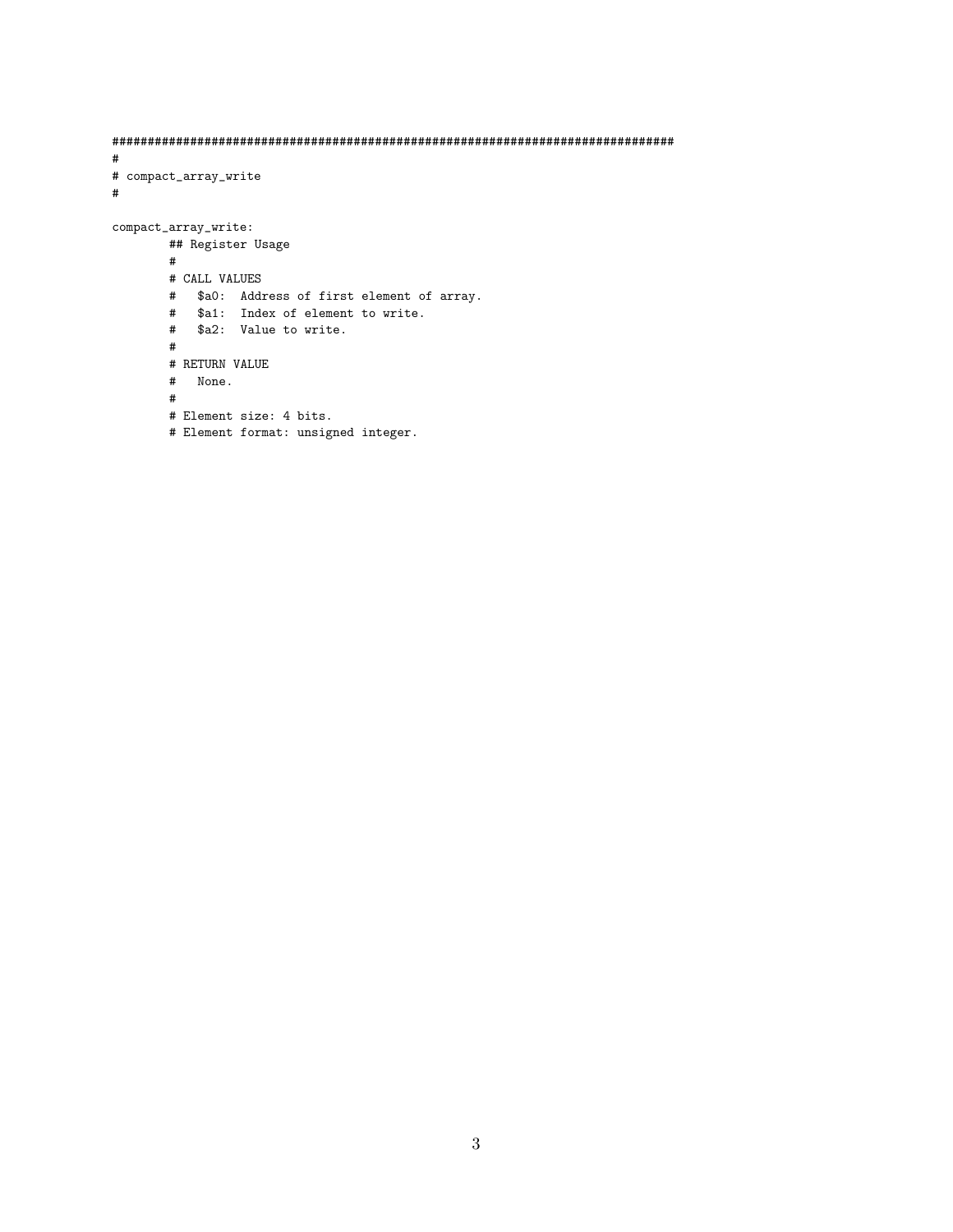```
################################################################################
#
# compact_array_write
#

compact_array_write:
        ## Register Usage
        #
        # CALL VALUES
        #   $a0:  Address of first element of array.
        #   $a1:  Index of element to write.
        #   $a2:  Value to write.
        #
        # RETURN VALUE
        #   None.
        #
        # Element size: 4 bits.
        # Element format: unsigned integer.
```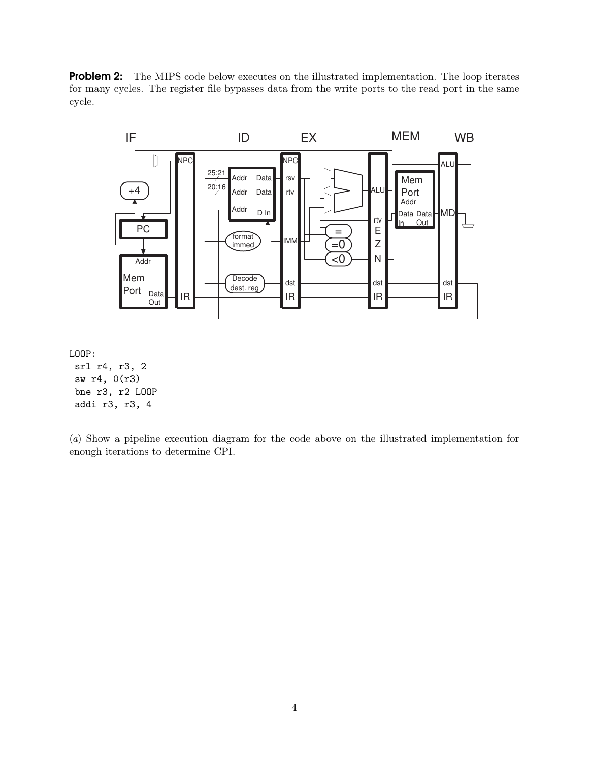**Problem 2:** The MIPS code below executes on the illustrated implementation. The loop iterates for many cycles. The register file bypasses data from the write ports to the read port in the same cycle.

IF ID EX MEM WB

NPC NPC ALU
25:21 Addr Data rsv
+4 20:16 Addr Data rtv ALU Mem Port Addr
Addr D In rtv Data In Data Out MD
PC = E
format immed IMM =0 Z
Addr <0 N
Mem Port Data Out IR Decode dest. reg dst dst dst
IR IR IR

```
LOOP:
 srl r4, r3, 2
 sw r4, 0(r3)
 bne r3, r2 LOOP
 addi r3, r3, 4
```

(*a*) Show a pipeline execution diagram for the code above on the illustrated implementation for enough iterations to determine CPI.